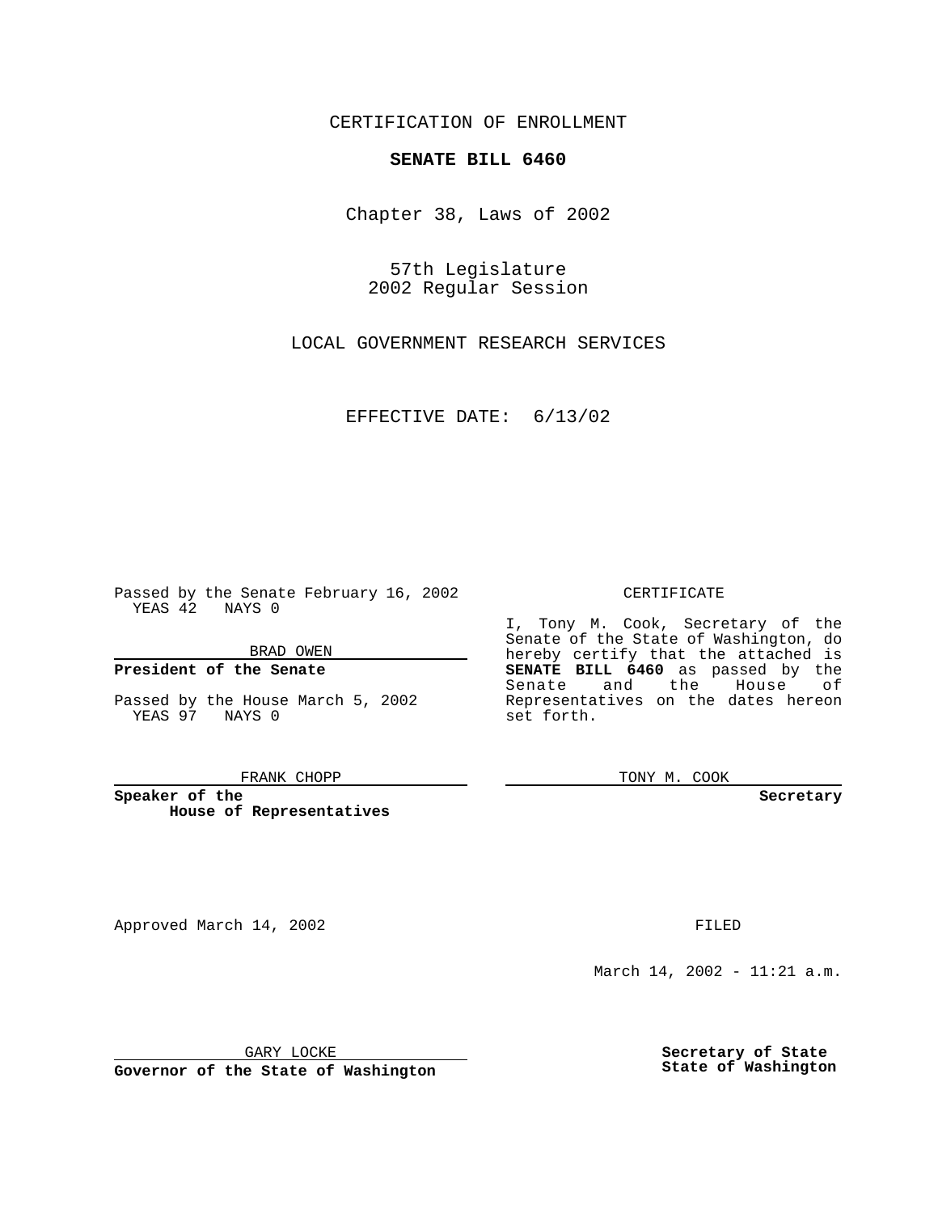CERTIFICATION OF ENROLLMENT

**SENATE BILL 6460**

Chapter 38, Laws of 2002

57th Legislature
2002 Regular Session

LOCAL GOVERNMENT RESEARCH SERVICES

EFFECTIVE DATE: 6/13/02

Passed by the Senate February 16, 2002
YEAS 42 NAYS 0

BRAD OWEN

**President of the Senate**

Passed by the House March 5, 2002
YEAS 97 NAYS 0

FRANK CHOPP

**Speaker of the House of Representatives**

CERTIFICATE

I, Tony M. Cook, Secretary of the Senate of the State of Washington, do hereby certify that the attached is **SENATE BILL 6460** as passed by the Senate and the House of Representatives on the dates hereon set forth.

TONY M. COOK

**Secretary**

Approved March 14, 2002

FILED

March 14, 2002 - 11:21 a.m.

GARY LOCKE

**Governor of the State of Washington**

**Secretary of State**
**State of Washington**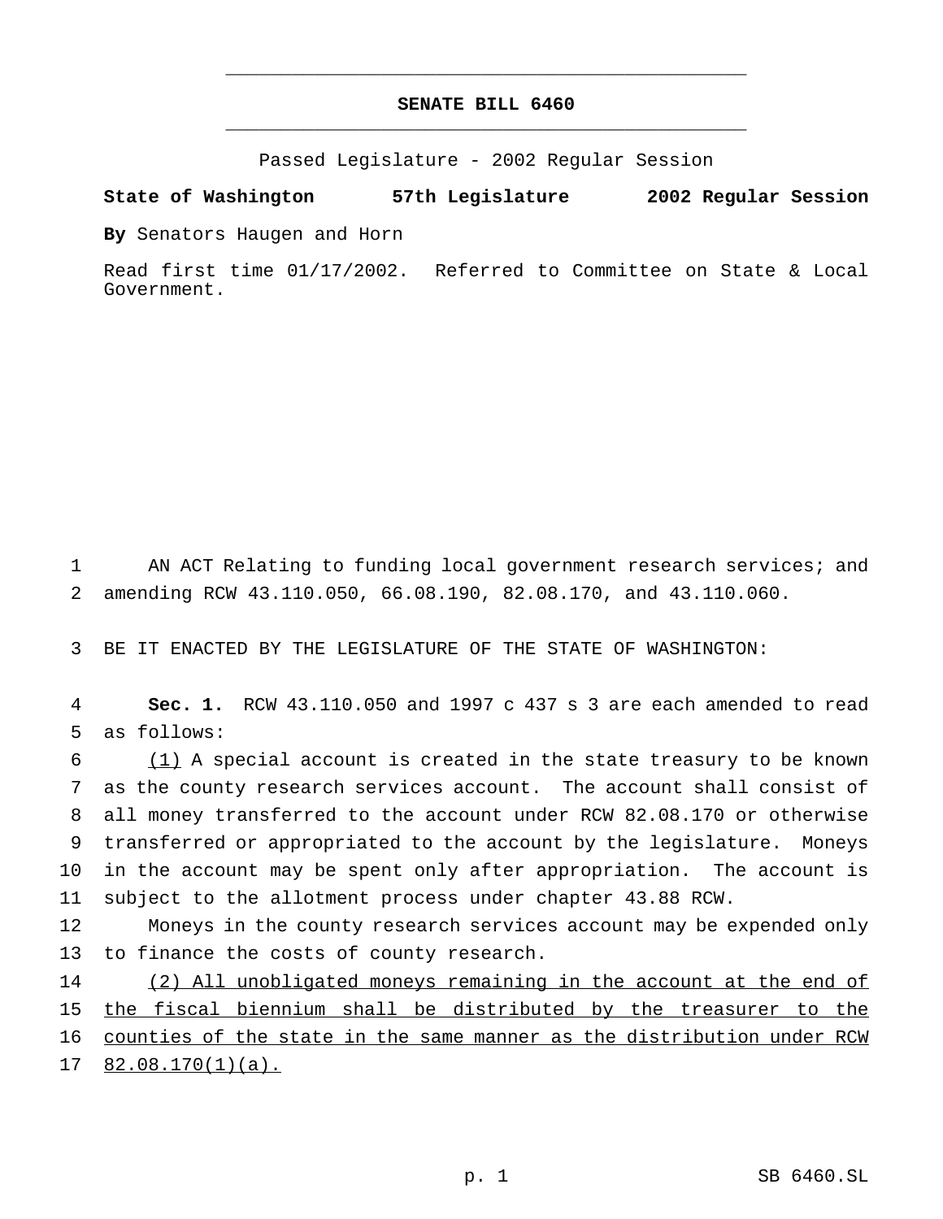# SENATE BILL 6460

Passed Legislature - 2002 Regular Session

**State of Washington 57th Legislature 2002 Regular Session**

**By** Senators Haugen and Horn

Read first time 01/17/2002. Referred to Committee on State & Local Government.

AN ACT Relating to funding local government research services; and amending RCW 43.110.050, 66.08.190, 82.08.170, and 43.110.060.

BE IT ENACTED BY THE LEGISLATURE OF THE STATE OF WASHINGTON:

**Sec. 1.** RCW 43.110.050 and 1997 c 437 s 3 are each amended to read as follows:

(1) A special account is created in the state treasury to be known as the county research services account. The account shall consist of all money transferred to the account under RCW 82.08.170 or otherwise transferred or appropriated to the account by the legislature. Moneys in the account may be spent only after appropriation. The account is subject to the allotment process under chapter 43.88 RCW.

Moneys in the county research services account may be expended only to finance the costs of county research.

(2) All unobligated moneys remaining in the account at the end of the fiscal biennium shall be distributed by the treasurer to the counties of the state in the same manner as the distribution under RCW 82.08.170(1)(a).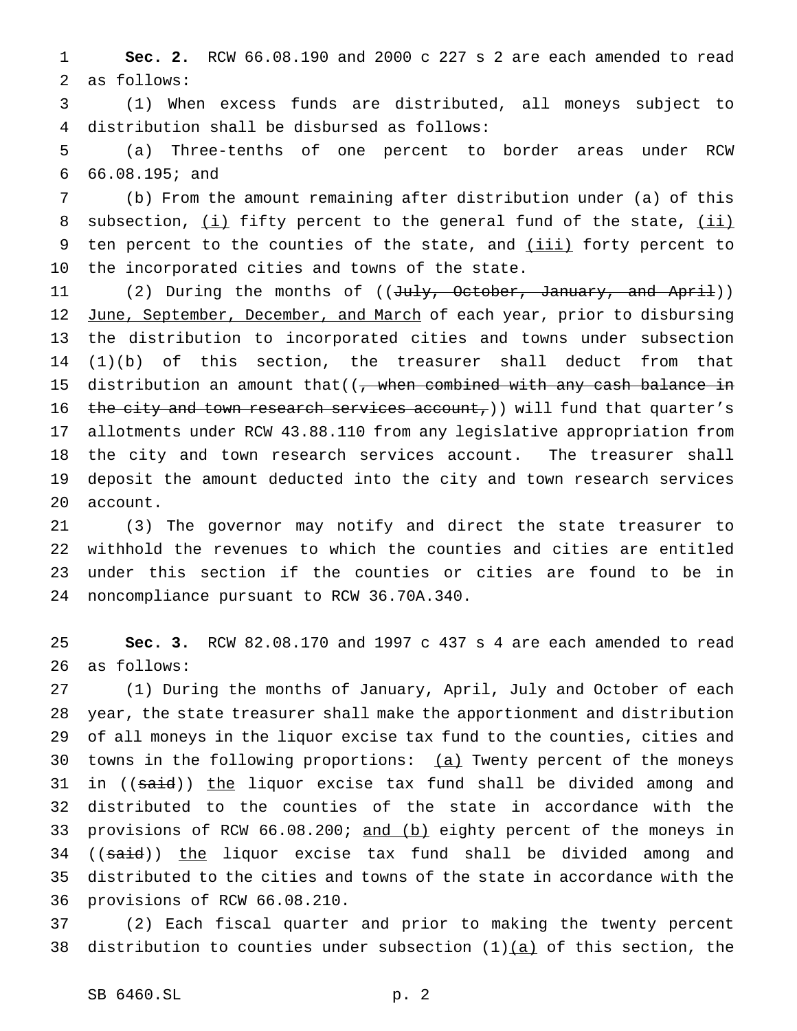**Sec. 2.** RCW 66.08.190 and 2000 c 227 s 2 are each amended to read as follows:

(1) When excess funds are distributed, all moneys subject to distribution shall be disbursed as follows:

(a) Three-tenths of one percent to border areas under RCW 66.08.195; and

(b) From the amount remaining after distribution under (a) of this subsection, <u>(i)</u> fifty percent to the general fund of the state, <u>(ii)</u> ten percent to the counties of the state, and <u>(iii)</u> forty percent to the incorporated cities and towns of the state.

(2) During the months of ((~~July, October, January, and April~~)) <u>June, September, December, and March</u> of each year, prior to disbursing the distribution to incorporated cities and towns under subsection (1)(b) of this section, the treasurer shall deduct from that distribution an amount that((~~, when combined with any cash balance in the city and town research services account,~~)) will fund that quarter's allotments under RCW 43.88.110 from any legislative appropriation from the city and town research services account. The treasurer shall deposit the amount deducted into the city and town research services account.

(3) The governor may notify and direct the state treasurer to withhold the revenues to which the counties and cities are entitled under this section if the counties or cities are found to be in noncompliance pursuant to RCW 36.70A.340.

**Sec. 3.** RCW 82.08.170 and 1997 c 437 s 4 are each amended to read as follows:

(1) During the months of January, April, July and October of each year, the state treasurer shall make the apportionment and distribution of all moneys in the liquor excise tax fund to the counties, cities and towns in the following proportions: <u>(a)</u> Twenty percent of the moneys in ((~~said~~)) <u>the</u> liquor excise tax fund shall be divided among and distributed to the counties of the state in accordance with the provisions of RCW 66.08.200; <u>and (b)</u> eighty percent of the moneys in ((~~said~~)) <u>the</u> liquor excise tax fund shall be divided among and distributed to the cities and towns of the state in accordance with the provisions of RCW 66.08.210.

(2) Each fiscal quarter and prior to making the twenty percent distribution to counties under subsection (1)<u>(a)</u> of this section, the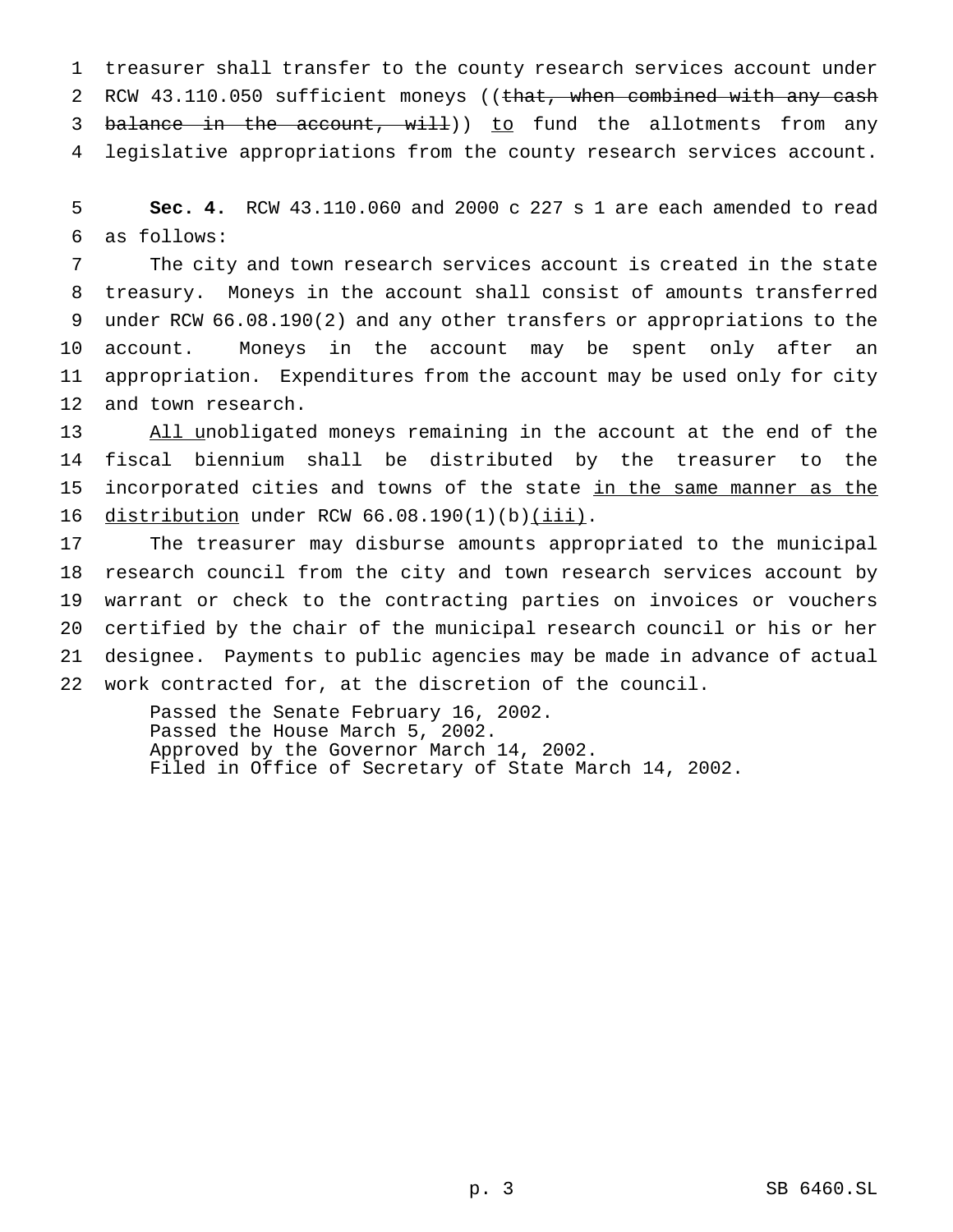treasurer shall transfer to the county research services account under RCW 43.110.050 sufficient moneys ((~~that, when combined with any cash balance in the account, will~~)) <u>to</u> fund the allotments from any legislative appropriations from the county research services account.

**Sec. 4.** RCW 43.110.060 and 2000 c 227 s 1 are each amended to read as follows:

The city and town research services account is created in the state treasury. Moneys in the account shall consist of amounts transferred under RCW 66.08.190(2) and any other transfers or appropriations to the account. Moneys in the account may be spent only after an appropriation. Expenditures from the account may be used only for city and town research.

<u>All u</u>nobligated moneys remaining in the account at the end of the fiscal biennium shall be distributed by the treasurer to the incorporated cities and towns of the state <u>in the same manner as the distribution</u> under RCW 66.08.190(1)(b)<u>(iii)</u>.

The treasurer may disburse amounts appropriated to the municipal research council from the city and town research services account by warrant or check to the contracting parties on invoices or vouchers certified by the chair of the municipal research council or his or her designee. Payments to public agencies may be made in advance of actual work contracted for, at the discretion of the council.

Passed the Senate February 16, 2002.
Passed the House March 5, 2002.
Approved by the Governor March 14, 2002.
Filed in Office of Secretary of State March 14, 2002.